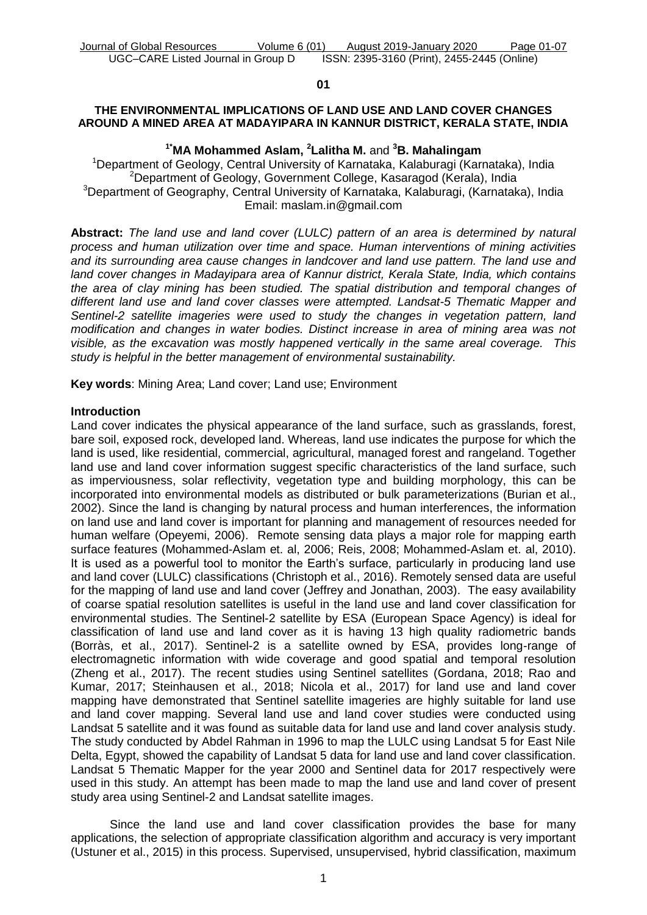01

# THE ENVIRONMENTAL IMPLICATIONS OF LAND USE AND LAND COVER CHANGES AROUND A MINED AREA AT MADAYIPARA IN KANNUR DISTRICT, KERALA STATE, INDIA

**[1*]MA Mohammed Aslam, [2]Lalitha M.** and **[3]B. Mahalingam**

[1]Department of Geology, Central University of Karnataka, Kalaburagi (Karnataka), India
[2]Department of Geology, Government College, Kasaragod (Kerala), India
[3]Department of Geography, Central University of Karnataka, Kalaburagi, (Karnataka), India
Email: maslam.in@gmail.com

**Abstract:** *The land use and land cover (LULC) pattern of an area is determined by natural process and human utilization over time and space. Human interventions of mining activities and its surrounding area cause changes in landcover and land use pattern. The land use and land cover changes in Madayipara area of Kannur district, Kerala State, India, which contains the area of clay mining has been studied. The spatial distribution and temporal changes of different land use and land cover classes were attempted. Landsat-5 Thematic Mapper and Sentinel-2 satellite imageries were used to study the changes in vegetation pattern, land modification and changes in water bodies. Distinct increase in area of mining area was not visible, as the excavation was mostly happened vertically in the same areal coverage. This study is helpful in the better management of environmental sustainability.*

**Key words**: Mining Area; Land cover; Land use; Environment

## Introduction

Land cover indicates the physical appearance of the land surface, such as grasslands, forest, bare soil, exposed rock, developed land. Whereas, land use indicates the purpose for which the land is used, like residential, commercial, agricultural, managed forest and rangeland. Together land use and land cover information suggest specific characteristics of the land surface, such as imperviousness, solar reflectivity, vegetation type and building morphology, this can be incorporated into environmental models as distributed or bulk parameterizations (Burian et al., 2002). Since the land is changing by natural process and human interferences, the information on land use and land cover is important for planning and management of resources needed for human welfare (Opeyemi, 2006). Remote sensing data plays a major role for mapping earth surface features (Mohammed-Aslam et. al, 2006; Reis, 2008; Mohammed-Aslam et. al, 2010). It is used as a powerful tool to monitor the Earth's surface, particularly in producing land use and land cover (LULC) classifications (Christoph et al., 2016). Remotely sensed data are useful for the mapping of land use and land cover (Jeffrey and Jonathan, 2003). The easy availability of coarse spatial resolution satellites is useful in the land use and land cover classification for environmental studies. The Sentinel-2 satellite by ESA (European Space Agency) is ideal for classification of land use and land cover as it is having 13 high quality radiometric bands (Borràs, et al., 2017). Sentinel-2 is a satellite owned by ESA, provides long-range of electromagnetic information with wide coverage and good spatial and temporal resolution (Zheng et al., 2017). The recent studies using Sentinel satellites (Gordana, 2018; Rao and Kumar, 2017; Steinhausen et al., 2018; Nicola et al., 2017) for land use and land cover mapping have demonstrated that Sentinel satellite imageries are highly suitable for land use and land cover mapping. Several land use and land cover studies were conducted using Landsat 5 satellite and it was found as suitable data for land use and land cover analysis study. The study conducted by Abdel Rahman in 1996 to map the LULC using Landsat 5 for East Nile Delta, Egypt, showed the capability of Landsat 5 data for land use and land cover classification. Landsat 5 Thematic Mapper for the year 2000 and Sentinel data for 2017 respectively were used in this study. An attempt has been made to map the land use and land cover of present study area using Sentinel-2 and Landsat satellite images.

Since the land use and land cover classification provides the base for many applications, the selection of appropriate classification algorithm and accuracy is very important (Ustuner et al., 2015) in this process. Supervised, unsupervised, hybrid classification, maximum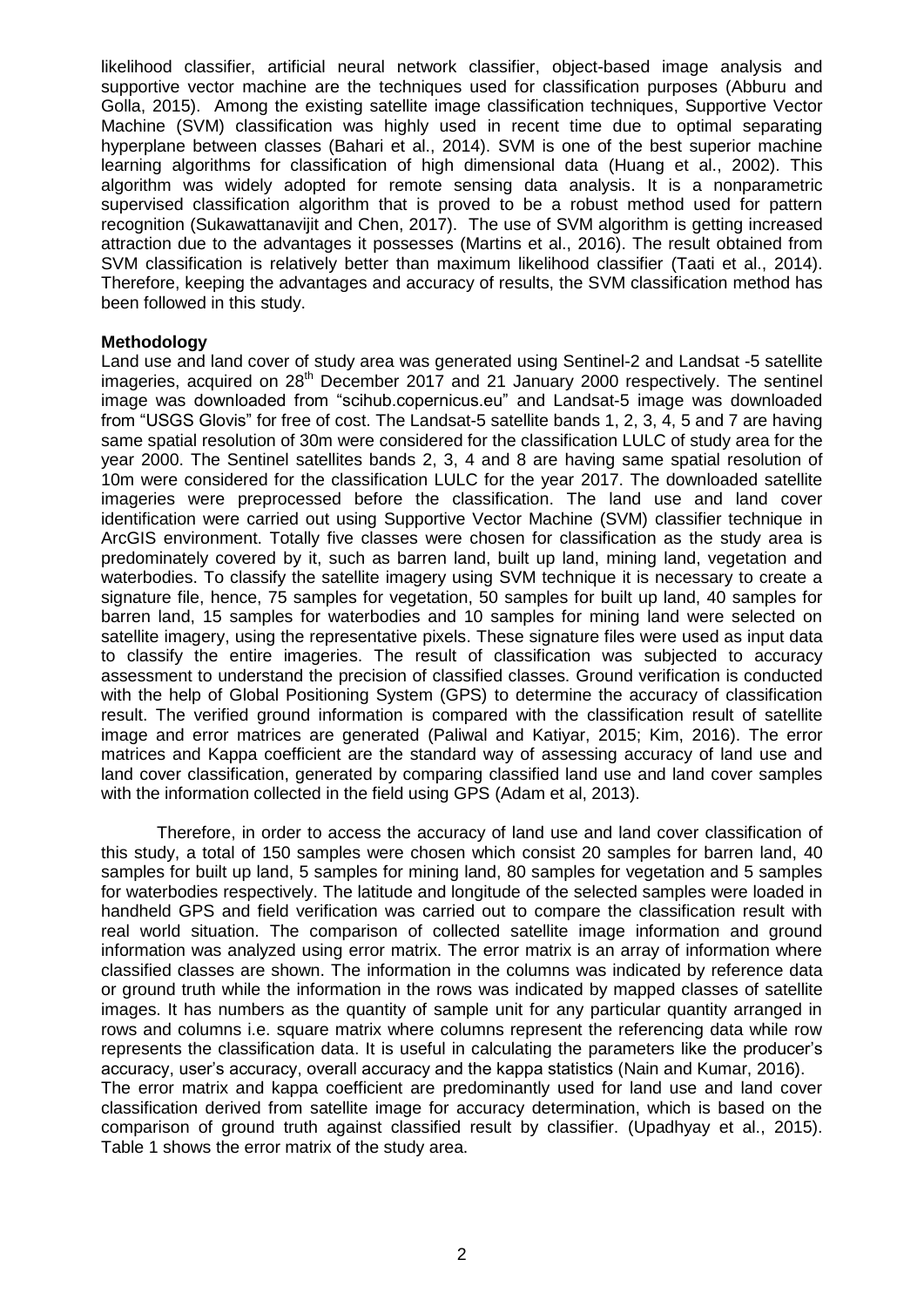likelihood classifier, artificial neural network classifier, object-based image analysis and supportive vector machine are the techniques used for classification purposes (Abburu and Golla, 2015). Among the existing satellite image classification techniques, Supportive Vector Machine (SVM) classification was highly used in recent time due to optimal separating hyperplane between classes (Bahari et al., 2014). SVM is one of the best superior machine learning algorithms for classification of high dimensional data (Huang et al., 2002). This algorithm was widely adopted for remote sensing data analysis. It is a nonparametric supervised classification algorithm that is proved to be a robust method used for pattern recognition (Sukawattanavijit and Chen, 2017). The use of SVM algorithm is getting increased attraction due to the advantages it possesses (Martins et al., 2016). The result obtained from SVM classification is relatively better than maximum likelihood classifier (Taati et al., 2014). Therefore, keeping the advantages and accuracy of results, the SVM classification method has been followed in this study.

**Methodology**

Land use and land cover of study area was generated using Sentinel-2 and Landsat -5 satellite imageries, acquired on 28th December 2017 and 21 January 2000 respectively. The sentinel image was downloaded from "scihub.copernicus.eu" and Landsat-5 image was downloaded from "USGS Glovis" for free of cost. The Landsat-5 satellite bands 1, 2, 3, 4, 5 and 7 are having same spatial resolution of 30m were considered for the classification LULC of study area for the year 2000. The Sentinel satellites bands 2, 3, 4 and 8 are having same spatial resolution of 10m were considered for the classification LULC for the year 2017. The downloaded satellite imageries were preprocessed before the classification. The land use and land cover identification were carried out using Supportive Vector Machine (SVM) classifier technique in ArcGIS environment. Totally five classes were chosen for classification as the study area is predominately covered by it, such as barren land, built up land, mining land, vegetation and waterbodies. To classify the satellite imagery using SVM technique it is necessary to create a signature file, hence, 75 samples for vegetation, 50 samples for built up land, 40 samples for barren land, 15 samples for waterbodies and 10 samples for mining land were selected on satellite imagery, using the representative pixels. These signature files were used as input data to classify the entire imageries. The result of classification was subjected to accuracy assessment to understand the precision of classified classes. Ground verification is conducted with the help of Global Positioning System (GPS) to determine the accuracy of classification result. The verified ground information is compared with the classification result of satellite image and error matrices are generated (Paliwal and Katiyar, 2015; Kim, 2016). The error matrices and Kappa coefficient are the standard way of assessing accuracy of land use and land cover classification, generated by comparing classified land use and land cover samples with the information collected in the field using GPS (Adam et al, 2013).

Therefore, in order to access the accuracy of land use and land cover classification of this study, a total of 150 samples were chosen which consist 20 samples for barren land, 40 samples for built up land, 5 samples for mining land, 80 samples for vegetation and 5 samples for waterbodies respectively. The latitude and longitude of the selected samples were loaded in handheld GPS and field verification was carried out to compare the classification result with real world situation. The comparison of collected satellite image information and ground information was analyzed using error matrix. The error matrix is an array of information where classified classes are shown. The information in the columns was indicated by reference data or ground truth while the information in the rows was indicated by mapped classes of satellite images. It has numbers as the quantity of sample unit for any particular quantity arranged in rows and columns i.e. square matrix where columns represent the referencing data while row represents the classification data. It is useful in calculating the parameters like the producer's accuracy, user's accuracy, overall accuracy and the kappa statistics (Nain and Kumar, 2016).

The error matrix and kappa coefficient are predominantly used for land use and land cover classification derived from satellite image for accuracy determination, which is based on the comparison of ground truth against classified result by classifier. (Upadhyay et al., 2015). Table 1 shows the error matrix of the study area.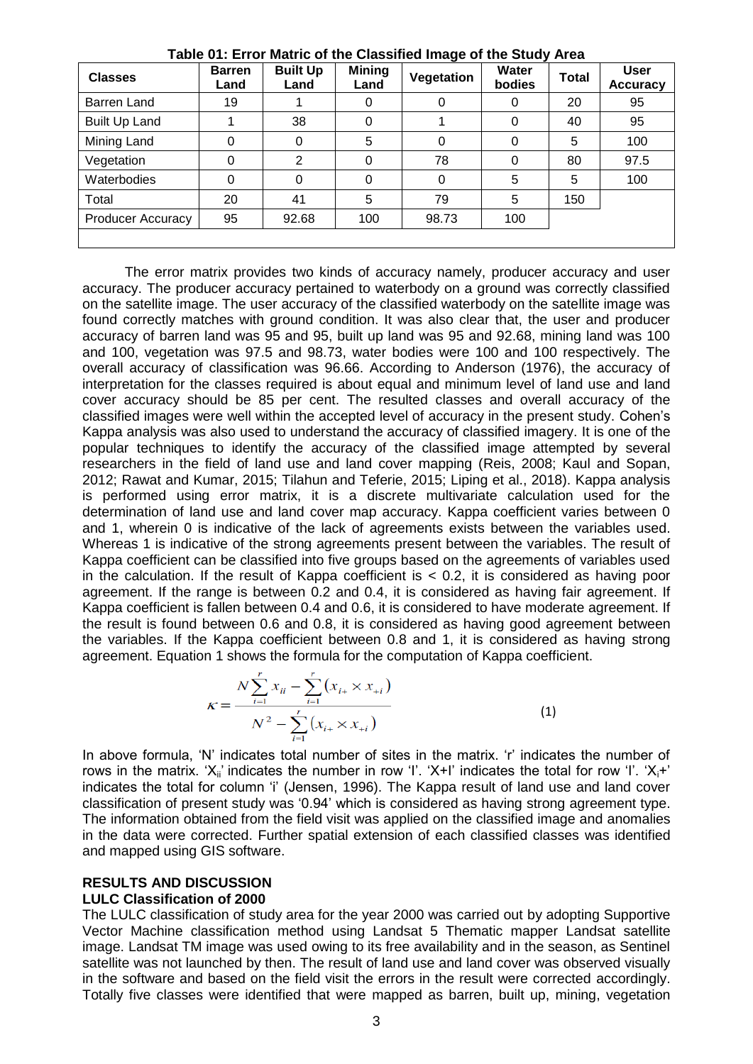**Table 01: Error Matric of the Classified Image of the Study Area**

| Classes | Barren Land | Built Up Land | Mining Land | Vegetation | Water bodies | Total | User Accuracy |
|---|---|---|---|---|---|---|---|
| Barren Land | 19 | 1 | 0 | 0 | 0 | 20 | 95 |
| Built Up Land | 1 | 38 | 0 | 1 | 0 | 40 | 95 |
| Mining Land | 0 | 0 | 5 | 0 | 0 | 5 | 100 |
| Vegetation | 0 | 2 | 0 | 78 | 0 | 80 | 97.5 |
| Waterbodies | 0 | 0 | 0 | 0 | 5 | 5 | 100 |
| Total | 20 | 41 | 5 | 79 | 5 | 150 | |
| Producer Accuracy | 95 | 92.68 | 100 | 98.73 | 100 | | |

The error matrix provides two kinds of accuracy namely, producer accuracy and user accuracy. The producer accuracy pertained to waterbody on a ground was correctly classified on the satellite image. The user accuracy of the classified waterbody on the satellite image was found correctly matches with ground condition. It was also clear that, the user and producer accuracy of barren land was 95 and 95, built up land was 95 and 92.68, mining land was 100 and 100, vegetation was 97.5 and 98.73, water bodies were 100 and 100 respectively. The overall accuracy of classification was 96.66. According to Anderson (1976), the accuracy of interpretation for the classes required is about equal and minimum level of land use and land cover accuracy should be 85 per cent. The resulted classes and overall accuracy of the classified images were well within the accepted level of accuracy in the present study. Cohen's Kappa analysis was also used to understand the accuracy of classified imagery. It is one of the popular techniques to identify the accuracy of the classified image attempted by several researchers in the field of land use and land cover mapping (Reis, 2008; Kaul and Sopan, 2012; Rawat and Kumar, 2015; Tilahun and Teferie, 2015; Liping et al., 2018). Kappa analysis is performed using error matrix, it is a discrete multivariate calculation used for the determination of land use and land cover map accuracy. Kappa coefficient varies between 0 and 1, wherein 0 is indicative of the lack of agreements exists between the variables used. Whereas 1 is indicative of the strong agreements present between the variables. The result of Kappa coefficient can be classified into five groups based on the agreements of variables used in the calculation. If the result of Kappa coefficient is < 0.2, it is considered as having poor agreement. If the range is between 0.2 and 0.4, it is considered as having fair agreement. If Kappa coefficient is fallen between 0.4 and 0.6, it is considered to have moderate agreement. If the result is found between 0.6 and 0.8, it is considered as having good agreement between the variables. If the Kappa coefficient between 0.8 and 1, it is considered as having strong agreement. Equation 1 shows the formula for the computation of Kappa coefficient.

$$\kappa = \frac{N\sum_{i=1}^{r} x_{ii} - \sum_{i=1}^{r}(x_{i+} \times x_{+i})}{N^2 - \sum_{i=1}^{r}(x_{i+} \times x_{+i})} \qquad (1)$$

In above formula, 'N' indicates total number of sites in the matrix. 'r' indicates the number of rows in the matrix. '$X_{ii}$' indicates the number in row 'I'. 'X+I' indicates the total for row 'I'. '$X_i$+' indicates the total for column 'i' (Jensen, 1996). The Kappa result of land use and land cover classification of present study was '0.94' which is considered as having strong agreement type. The information obtained from the field visit was applied on the classified image and anomalies in the data were corrected. Further spatial extension of each classified classes was identified and mapped using GIS software.

## RESULTS AND DISCUSSION

### LULC Classification of 2000

The LULC classification of study area for the year 2000 was carried out by adopting Supportive Vector Machine classification method using Landsat 5 Thematic mapper Landsat satellite image. Landsat TM image was used owing to its free availability and in the season, as Sentinel satellite was not launched by then. The result of land use and land cover was observed visually in the software and based on the field visit the errors in the result were corrected accordingly. Totally five classes were identified that were mapped as barren, built up, mining, vegetation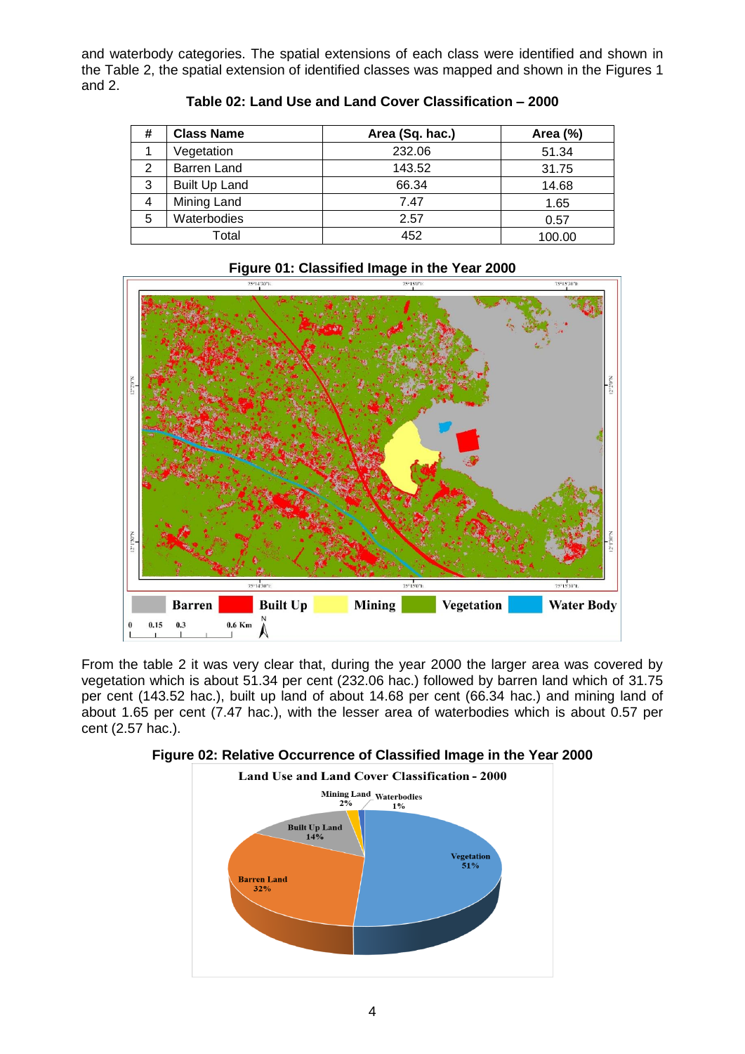and waterbody categories. The spatial extensions of each class were identified and shown in the Table 2, the spatial extension of identified classes was mapped and shown in the Figures 1 and 2.

**Table 02: Land Use and Land Cover Classification – 2000**

| # | Class Name | Area (Sq. hac.) | Area (%) |
|---|---|---|---|
| 1 | Vegetation | 232.06 | 51.34 |
| 2 | Barren Land | 143.52 | 31.75 |
| 3 | Built Up Land | 66.34 | 14.68 |
| 4 | Mining Land | 7.47 | 1.65 |
| 5 | Waterbodies | 2.57 | 0.57 |
| | Total | 452 | 100.00 |

**Figure 01: Classified Image in the Year 2000**

Barren
Built Up
Mining
Vegetation
Water Body

0 0.15 0.3 0.6 Km

From the table 2 it was very clear that, during the year 2000 the larger area was covered by vegetation which is about 51.34 per cent (232.06 hac.) followed by barren land which of 31.75 per cent (143.52 hac.), built up land of about 14.68 per cent (66.34 hac.) and mining land of about 1.65 per cent (7.47 hac.), with the lesser area of waterbodies which is about 0.57 per cent (2.57 hac.).

**Figure 02: Relative Occurrence of Classified Image in the Year 2000**

Land Use and Land Cover Classification - 2000

Mining Land 2%
Waterbodies 1%
Built Up Land 14%
Vegetation 51%
Barren Land 32%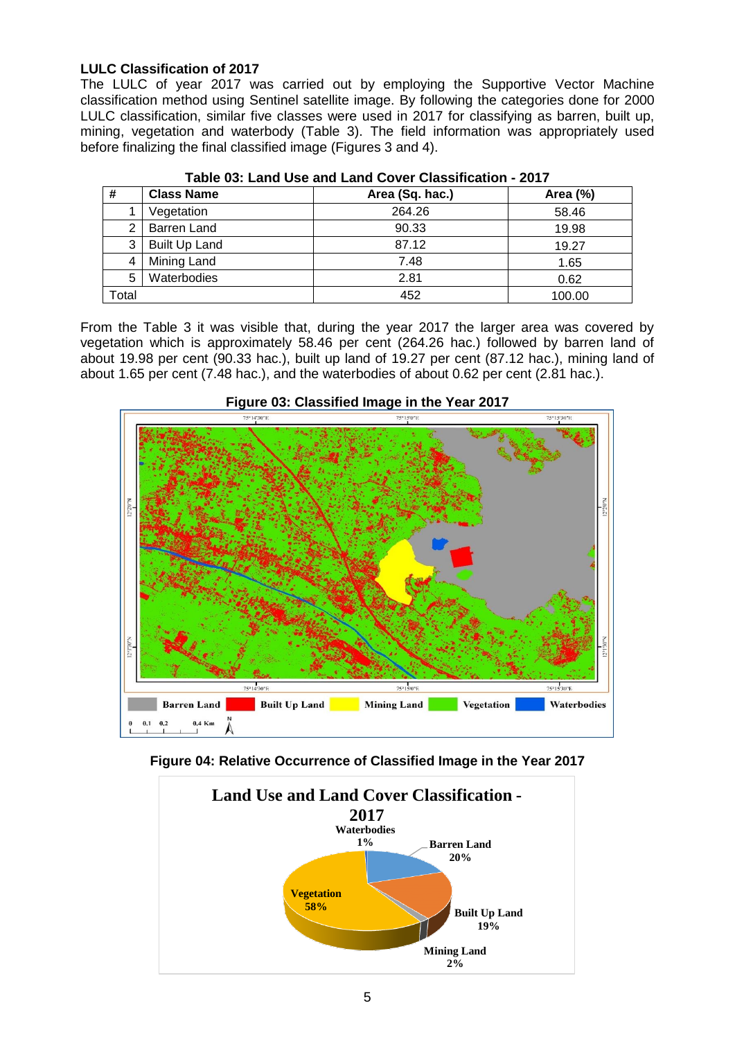**LULC Classification of 2017**

The LULC of year 2017 was carried out by employing the Supportive Vector Machine classification method using Sentinel satellite image. By following the categories done for 2000 LULC classification, similar five classes were used in 2017 for classifying as barren, built up, mining, vegetation and waterbody (Table 3). The field information was appropriately used before finalizing the final classified image (Figures 3 and 4).

**Table 03: Land Use and Land Cover Classification - 2017**

| # | Class Name | Area (Sq. hac.) | Area (%) |
|---|---|---|---|
| 1 | Vegetation | 264.26 | 58.46 |
| 2 | Barren Land | 90.33 | 19.98 |
| 3 | Built Up Land | 87.12 | 19.27 |
| 4 | Mining Land | 7.48 | 1.65 |
| 5 | Waterbodies | 2.81 | 0.62 |
| Total | | 452 | 100.00 |

From the Table 3 it was visible that, during the year 2017 the larger area was covered by vegetation which is approximately 58.46 per cent (264.26 hac.) followed by barren land of about 19.98 per cent (90.33 hac.), built up land of 19.27 per cent (87.12 hac.), mining land of about 1.65 per cent (7.48 hac.), and the waterbodies of about 0.62 per cent (2.81 hac.).

**Figure 03: Classified Image in the Year 2017**

75°14'30"E 75°15'0"E 75°15'30"E

12°20'N 12°19'30"N

Barren Land Built Up Land Mining Land Vegetation Waterbodies

0 0.1 0.2 0.4 Km N

**Figure 04: Relative Occurrence of Classified Image in the Year 2017**

Land Use and Land Cover Classification - 2017

Waterbodies 1%

Barren Land 20%

Built Up Land 19%

Mining Land 2%

Vegetation 58%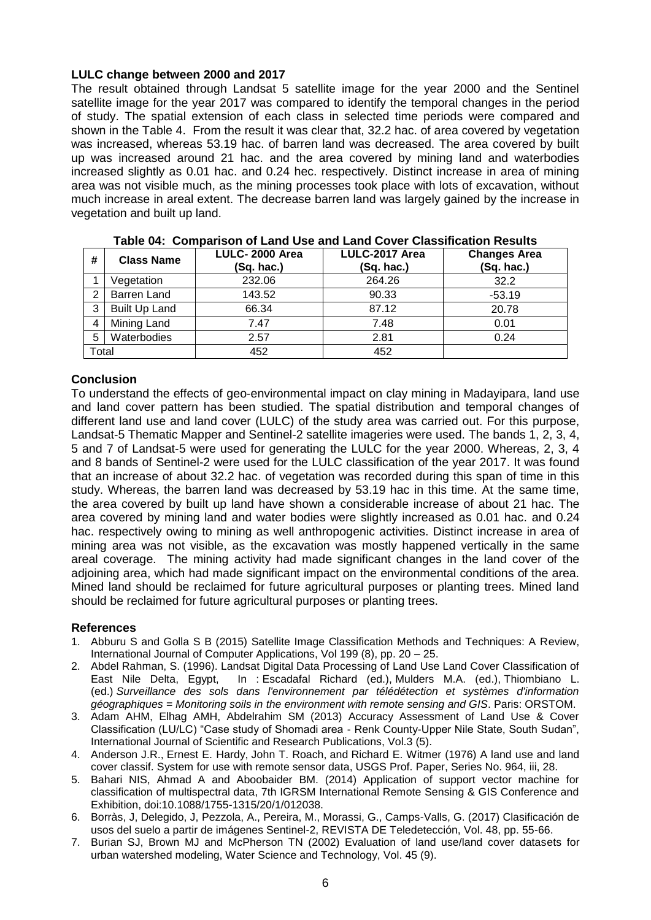**LULC change between 2000 and 2017**

The result obtained through Landsat 5 satellite image for the year 2000 and the Sentinel satellite image for the year 2017 was compared to identify the temporal changes in the period of study. The spatial extension of each class in selected time periods were compared and shown in the Table 4. From the result it was clear that, 32.2 hac. of area covered by vegetation was increased, whereas 53.19 hac. of barren land was decreased. The area covered by built up was increased around 21 hac. and the area covered by mining land and waterbodies increased slightly as 0.01 hac. and 0.24 hec. respectively. Distinct increase in area of mining area was not visible much, as the mining processes took place with lots of excavation, without much increase in areal extent. The decrease barren land was largely gained by the increase in vegetation and built up land.

**Table 04: Comparison of Land Use and Land Cover Classification Results**

| # | Class Name | LULC- 2000 Area (Sq. hac.) | LULC-2017 Area (Sq. hac.) | Changes Area (Sq. hac.) |
|---|---|---|---|---|
| 1 | Vegetation | 232.06 | 264.26 | 32.2 |
| 2 | Barren Land | 143.52 | 90.33 | -53.19 |
| 3 | Built Up Land | 66.34 | 87.12 | 20.78 |
| 4 | Mining Land | 7.47 | 7.48 | 0.01 |
| 5 | Waterbodies | 2.57 | 2.81 | 0.24 |
| Total | | 452 | 452 | |

**Conclusion**

To understand the effects of geo-environmental impact on clay mining in Madayipara, land use and land cover pattern has been studied. The spatial distribution and temporal changes of different land use and land cover (LULC) of the study area was carried out. For this purpose, Landsat-5 Thematic Mapper and Sentinel-2 satellite imageries were used. The bands 1, 2, 3, 4, 5 and 7 of Landsat-5 were used for generating the LULC for the year 2000. Whereas, 2, 3, 4 and 8 bands of Sentinel-2 were used for the LULC classification of the year 2017. It was found that an increase of about 32.2 hac. of vegetation was recorded during this span of time in this study. Whereas, the barren land was decreased by 53.19 hac in this time. At the same time, the area covered by built up land have shown a considerable increase of about 21 hac. The area covered by mining land and water bodies were slightly increased as 0.01 hac. and 0.24 hac. respectively owing to mining as well anthropogenic activities. Distinct increase in area of mining area was not visible, as the excavation was mostly happened vertically in the same areal coverage. The mining activity had made significant changes in the land cover of the adjoining area, which had made significant impact on the environmental conditions of the area. Mined land should be reclaimed for future agricultural purposes or planting trees. Mined land should be reclaimed for future agricultural purposes or planting trees.

**References**

1. Abburu S and Golla S B (2015) Satellite Image Classification Methods and Techniques: A Review, International Journal of Computer Applications, Vol 199 (8), pp. 20 – 25.
2. Abdel Rahman, S. (1996). Landsat Digital Data Processing of Land Use Land Cover Classification of East Nile Delta, Egypt, In : Escadafal Richard (ed.), Mulders M.A. (ed.), Thiombiano L. (ed.) *Surveillance des sols dans l'environnement par télédétection et systèmes d'information géographiques = Monitoring soils in the environment with remote sensing and GIS*. Paris: ORSTOM.
3. Adam AHM, Elhag AMH, Abdelrahim SM (2013) Accuracy Assessment of Land Use & Cover Classification (LU/LC) "Case study of Shomadi area - Renk County-Upper Nile State, South Sudan", International Journal of Scientific and Research Publications, Vol.3 (5).
4. Anderson J.R., Ernest E. Hardy, John T. Roach, and Richard E. Witmer (1976) A land use and land cover classif. System for use with remote sensor data, USGS Prof. Paper, Series No. 964, iii, 28.
5. Bahari NIS, Ahmad A and Aboobaider BM. (2014) Application of support vector machine for classification of multispectral data, 7th IGRSM International Remote Sensing & GIS Conference and Exhibition, doi:10.1088/1755-1315/20/1/012038.
6. Borràs, J, Delegido, J, Pezzola, A., Pereira, M., Morassi, G., Camps-Valls, G. (2017) Clasificación de usos del suelo a partir de imágenes Sentinel-2, REVISTA DE Teledetección, Vol. 48, pp. 55-66.
7. Burian SJ, Brown MJ and McPherson TN (2002) Evaluation of land use/land cover datasets for urban watershed modeling, Water Science and Technology, Vol. 45 (9).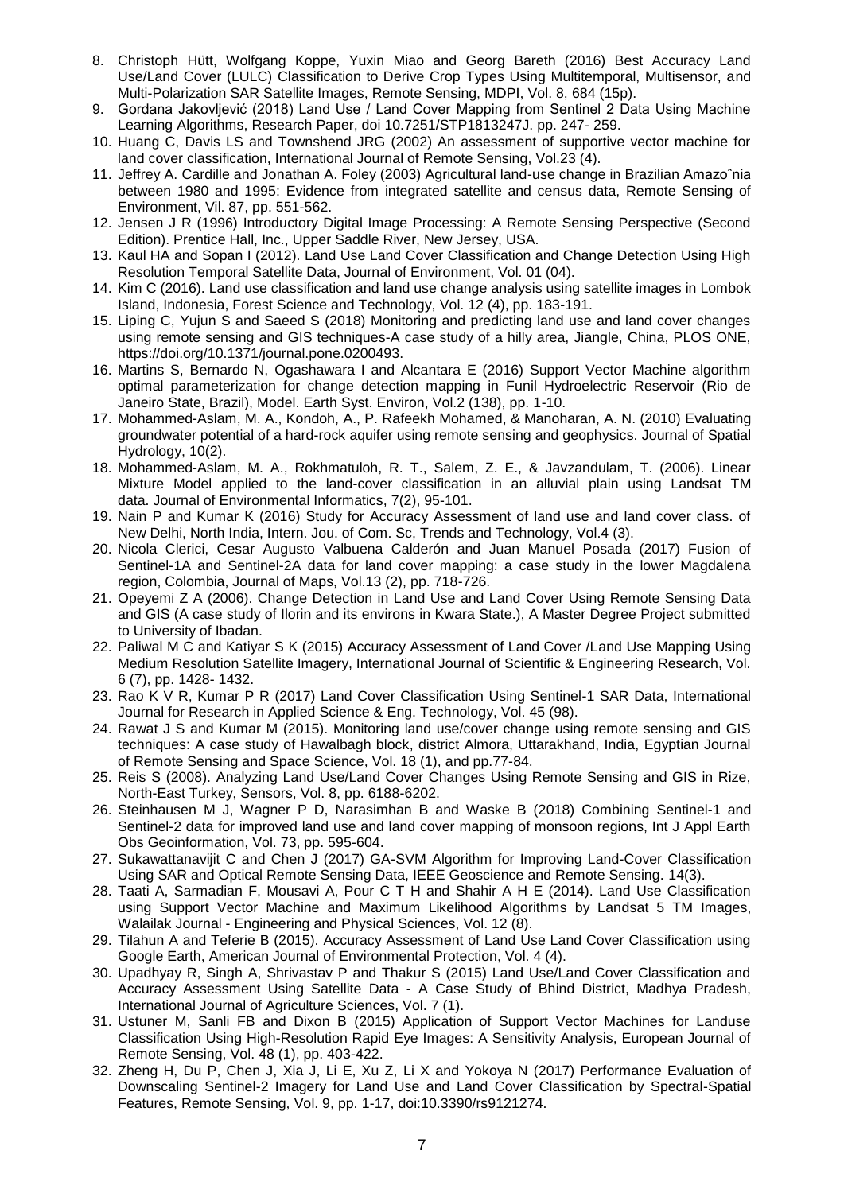8. Christoph Hütt, Wolfgang Koppe, Yuxin Miao and Georg Bareth (2016) Best Accuracy Land Use/Land Cover (LULC) Classification to Derive Crop Types Using Multitemporal, Multisensor, and Multi-Polarization SAR Satellite Images, Remote Sensing, MDPI, Vol. 8, 684 (15p).
9. Gordana Jakovljević (2018) Land Use / Land Cover Mapping from Sentinel 2 Data Using Machine Learning Algorithms, Research Paper, doi 10.7251/STP1813247J. pp. 247- 259.
10. Huang C, Davis LS and Townshend JRG (2002) An assessment of supportive vector machine for land cover classification, International Journal of Remote Sensing, Vol.23 (4).
11. Jeffrey A. Cardille and Jonathan A. Foley (2003) Agricultural land-use change in Brazilian Amazoˆnia between 1980 and 1995: Evidence from integrated satellite and census data, Remote Sensing of Environment, Vil. 87, pp. 551-562.
12. Jensen J R (1996) Introductory Digital Image Processing: A Remote Sensing Perspective (Second Edition). Prentice Hall, Inc., Upper Saddle River, New Jersey, USA.
13. Kaul HA and Sopan I (2012). Land Use Land Cover Classification and Change Detection Using High Resolution Temporal Satellite Data, Journal of Environment, Vol. 01 (04).
14. Kim C (2016). Land use classification and land use change analysis using satellite images in Lombok Island, Indonesia, Forest Science and Technology, Vol. 12 (4), pp. 183-191.
15. Liping C, Yujun S and Saeed S (2018) Monitoring and predicting land use and land cover changes using remote sensing and GIS techniques-A case study of a hilly area, Jiangle, China, PLOS ONE, https://doi.org/10.1371/journal.pone.0200493.
16. Martins S, Bernardo N, Ogashawara I and Alcantara E (2016) Support Vector Machine algorithm optimal parameterization for change detection mapping in Funil Hydroelectric Reservoir (Rio de Janeiro State, Brazil), Model. Earth Syst. Environ, Vol.2 (138), pp. 1-10.
17. Mohammed-Aslam, M. A., Kondoh, A., P. Rafeekh Mohamed, & Manoharan, A. N. (2010) Evaluating groundwater potential of a hard-rock aquifer using remote sensing and geophysics. Journal of Spatial Hydrology, 10(2).
18. Mohammed-Aslam, M. A., Rokhmatuloh, R. T., Salem, Z. E., & Javzandulam, T. (2006). Linear Mixture Model applied to the land-cover classification in an alluvial plain using Landsat TM data. Journal of Environmental Informatics, 7(2), 95-101.
19. Nain P and Kumar K (2016) Study for Accuracy Assessment of land use and land cover class. of New Delhi, North India, Intern. Jou. of Com. Sc, Trends and Technology, Vol.4 (3).
20. Nicola Clerici, Cesar Augusto Valbuena Calderón and Juan Manuel Posada (2017) Fusion of Sentinel-1A and Sentinel-2A data for land cover mapping: a case study in the lower Magdalena region, Colombia, Journal of Maps, Vol.13 (2), pp. 718-726.
21. Opeyemi Z A (2006). Change Detection in Land Use and Land Cover Using Remote Sensing Data and GIS (A case study of Ilorin and its environs in Kwara State.), A Master Degree Project submitted to University of Ibadan.
22. Paliwal M C and Katiyar S K (2015) Accuracy Assessment of Land Cover /Land Use Mapping Using Medium Resolution Satellite Imagery, International Journal of Scientific & Engineering Research, Vol. 6 (7), pp. 1428- 1432.
23. Rao K V R, Kumar P R (2017) Land Cover Classification Using Sentinel-1 SAR Data, International Journal for Research in Applied Science & Eng. Technology, Vol. 45 (98).
24. Rawat J S and Kumar M (2015). Monitoring land use/cover change using remote sensing and GIS techniques: A case study of Hawalbagh block, district Almora, Uttarakhand, India, Egyptian Journal of Remote Sensing and Space Science, Vol. 18 (1), and pp.77-84.
25. Reis S (2008). Analyzing Land Use/Land Cover Changes Using Remote Sensing and GIS in Rize, North-East Turkey, Sensors, Vol. 8, pp. 6188-6202.
26. Steinhausen M J, Wagner P D, Narasimhan B and Waske B (2018) Combining Sentinel-1 and Sentinel-2 data for improved land use and land cover mapping of monsoon regions, Int J Appl Earth Obs Geoinformation, Vol. 73, pp. 595-604.
27. Sukawattanavijit C and Chen J (2017) GA-SVM Algorithm for Improving Land-Cover Classification Using SAR and Optical Remote Sensing Data, IEEE Geoscience and Remote Sensing. 14(3).
28. Taati A, Sarmadian F, Mousavi A, Pour C T H and Shahir A H E (2014). Land Use Classification using Support Vector Machine and Maximum Likelihood Algorithms by Landsat 5 TM Images, Walailak Journal - Engineering and Physical Sciences, Vol. 12 (8).
29. Tilahun A and Teferie B (2015). Accuracy Assessment of Land Use Land Cover Classification using Google Earth, American Journal of Environmental Protection, Vol. 4 (4).
30. Upadhyay R, Singh A, Shrivastav P and Thakur S (2015) Land Use/Land Cover Classification and Accuracy Assessment Using Satellite Data - A Case Study of Bhind District, Madhya Pradesh, International Journal of Agriculture Sciences, Vol. 7 (1).
31. Ustuner M, Sanli FB and Dixon B (2015) Application of Support Vector Machines for Landuse Classification Using High-Resolution Rapid Eye Images: A Sensitivity Analysis, European Journal of Remote Sensing, Vol. 48 (1), pp. 403-422.
32. Zheng H, Du P, Chen J, Xia J, Li E, Xu Z, Li X and Yokoya N (2017) Performance Evaluation of Downscaling Sentinel-2 Imagery for Land Use and Land Cover Classification by Spectral-Spatial Features, Remote Sensing, Vol. 9, pp. 1-17, doi:10.3390/rs9121274.